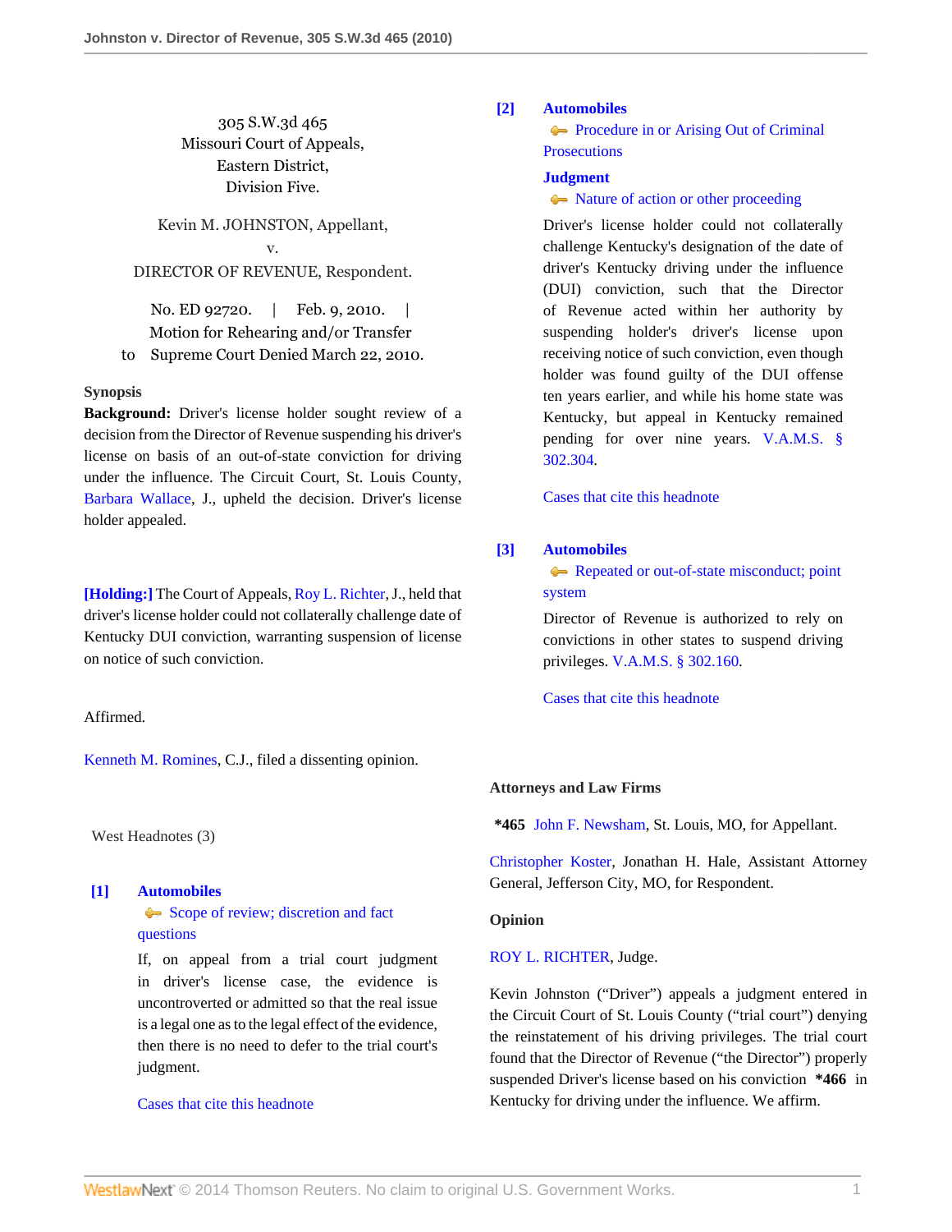305 S.W.3d 465
Missouri Court of Appeals,
Eastern District,
Division Five.

Kevin M. JOHNSTON, Appellant,
v.
DIRECTOR OF REVENUE, Respondent.

No. ED 92720. | Feb. 9, 2010. | Motion for Rehearing and/or Transfer to Supreme Court Denied March 22, 2010.

**Synopsis**

**Background:** Driver's license holder sought review of a decision from the Director of Revenue suspending his driver's license on basis of an out-of-state conviction for driving under the influence. The Circuit Court, St. Louis County, Barbara Wallace, J., upheld the decision. Driver's license holder appealed.

**[Holding:]** The Court of Appeals, Roy L. Richter, J., held that driver's license holder could not collaterally challenge date of Kentucky DUI conviction, warranting suspension of license on notice of such conviction.

Affirmed.

Kenneth M. Romines, C.J., filed a dissenting opinion.

West Headnotes (3)

**[1] Automobiles**
Scope of review; discretion and fact questions

If, on appeal from a trial court judgment in driver's license case, the evidence is uncontroverted or admitted so that the real issue is a legal one as to the legal effect of the evidence, then there is no need to defer to the trial court's judgment.

Cases that cite this headnote

**[2] Automobiles**
Procedure in or Arising Out of Criminal Prosecutions

**Judgment**
Nature of action or other proceeding

Driver's license holder could not collaterally challenge Kentucky's designation of the date of driver's Kentucky driving under the influence (DUI) conviction, such that the Director of Revenue acted within her authority by suspending holder's driver's license upon receiving notice of such conviction, even though holder was found guilty of the DUI offense ten years earlier, and while his home state was Kentucky, but appeal in Kentucky remained pending for over nine years. V.A.M.S. § 302.304.

Cases that cite this headnote

**[3] Automobiles**
Repeated or out-of-state misconduct; point system

Director of Revenue is authorized to rely on convictions in other states to suspend driving privileges. V.A.M.S. § 302.160.

Cases that cite this headnote

**Attorneys and Law Firms**

**\*465** John F. Newsham, St. Louis, MO, for Appellant.

Christopher Koster, Jonathan H. Hale, Assistant Attorney General, Jefferson City, MO, for Respondent.

**Opinion**

ROY L. RICHTER, Judge.

Kevin Johnston ("Driver") appeals a judgment entered in the Circuit Court of St. Louis County ("trial court") denying the reinstatement of his driving privileges. The trial court found that the Director of Revenue ("the Director") properly suspended Driver's license based on his conviction **\*466** in Kentucky for driving under the influence. We affirm.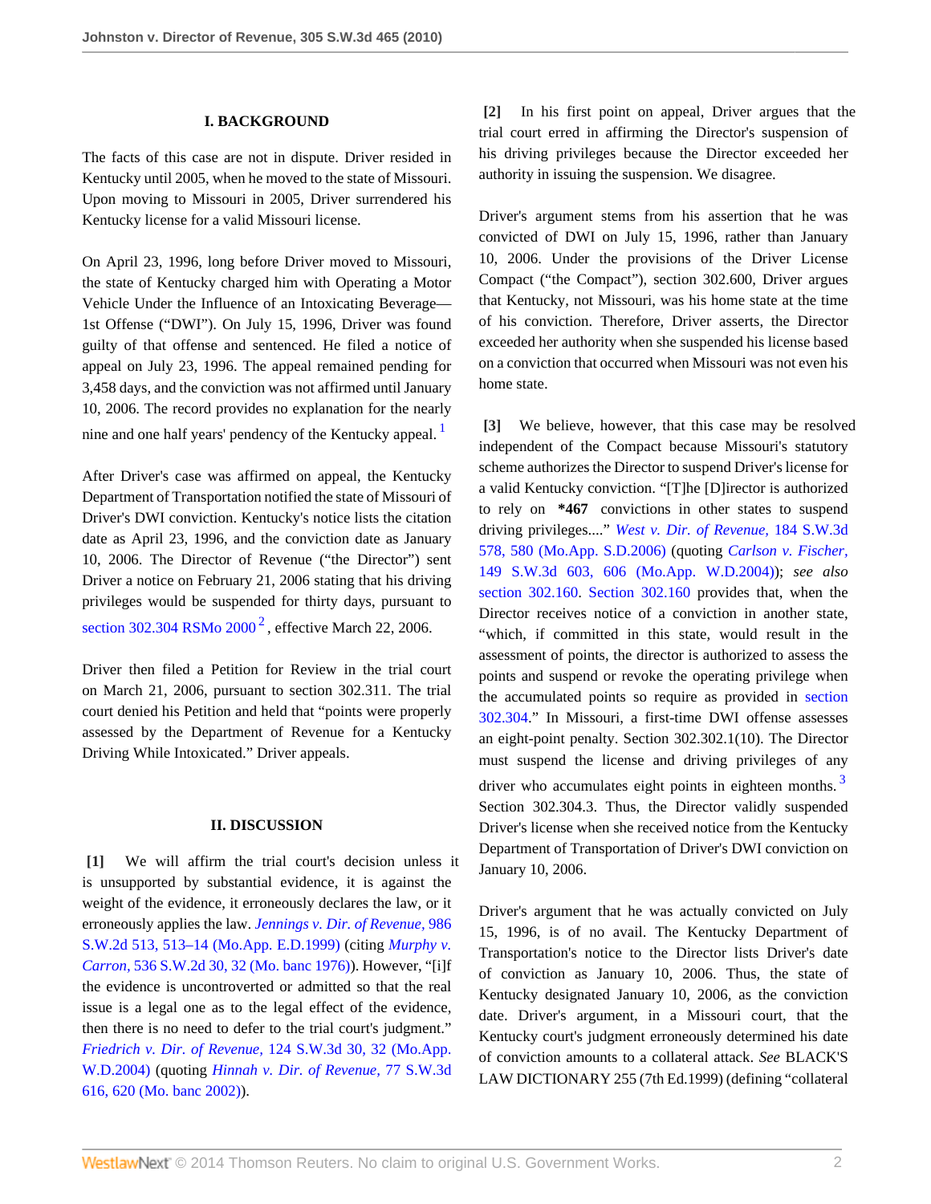## I. BACKGROUND

The facts of this case are not in dispute. Driver resided in Kentucky until 2005, when he moved to the state of Missouri. Upon moving to Missouri in 2005, Driver surrendered his Kentucky license for a valid Missouri license.

On April 23, 1996, long before Driver moved to Missouri, the state of Kentucky charged him with Operating a Motor Vehicle Under the Influence of an Intoxicating Beverage—1st Offense ("DWI"). On July 15, 1996, Driver was found guilty of that offense and sentenced. He filed a notice of appeal on July 23, 1996. The appeal remained pending for 3,458 days, and the conviction was not affirmed until January 10, 2006. The record provides no explanation for the nearly nine and one half years' pendency of the Kentucky appeal.[1]

After Driver's case was affirmed on appeal, the Kentucky Department of Transportation notified the state of Missouri of Driver's DWI conviction. Kentucky's notice lists the citation date as April 23, 1996, and the conviction date as January 10, 2006. The Director of Revenue ("the Director") sent Driver a notice on February 21, 2006 stating that his driving privileges would be suspended for thirty days, pursuant to section 302.304 RSMo 2000[2], effective March 22, 2006.

Driver then filed a Petition for Review in the trial court on March 21, 2006, pursuant to section 302.311. The trial court denied his Petition and held that "points were properly assessed by the Department of Revenue for a Kentucky Driving While Intoxicated." Driver appeals.

## II. DISCUSSION

**[1]** We will affirm the trial court's decision unless it is unsupported by substantial evidence, it is against the weight of the evidence, it erroneously declares the law, or it erroneously applies the law. *Jennings v. Dir. of Revenue,* 986 S.W.2d 513, 513–14 (Mo.App. E.D.1999) (citing *Murphy v. Carron,* 536 S.W.2d 30, 32 (Mo. banc 1976)). However, "[i]f the evidence is uncontroverted or admitted so that the real issue is a legal one as to the legal effect of the evidence, then there is no need to defer to the trial court's judgment." *Friedrich v. Dir. of Revenue,* 124 S.W.3d 30, 32 (Mo.App. W.D.2004) (quoting *Hinnah v. Dir. of Revenue,* 77 S.W.3d 616, 620 (Mo. banc 2002)).

**[2]** In his first point on appeal, Driver argues that the trial court erred in affirming the Director's suspension of his driving privileges because the Director exceeded her authority in issuing the suspension. We disagree.

Driver's argument stems from his assertion that he was convicted of DWI on July 15, 1996, rather than January 10, 2006. Under the provisions of the Driver License Compact ("the Compact"), section 302.600, Driver argues that Kentucky, not Missouri, was his home state at the time of his conviction. Therefore, Driver asserts, the Director exceeded her authority when she suspended his license based on a conviction that occurred when Missouri was not even his home state.

**[3]** We believe, however, that this case may be resolved independent of the Compact because Missouri's statutory scheme authorizes the Director to suspend Driver's license for a valid Kentucky conviction. "[T]he [D]irector is authorized to rely on **\*467** convictions in other states to suspend driving privileges...." *West v. Dir. of Revenue,* 184 S.W.3d 578, 580 (Mo.App. S.D.2006) (quoting *Carlson v. Fischer,* 149 S.W.3d 603, 606 (Mo.App. W.D.2004)); *see also* section 302.160. Section 302.160 provides that, when the Director receives notice of a conviction in another state, "which, if committed in this state, would result in the assessment of points, the director is authorized to assess the points and suspend or revoke the operating privilege when the accumulated points so require as provided in section 302.304." In Missouri, a first-time DWI offense assesses an eight-point penalty. Section 302.302.1(10). The Director must suspend the license and driving privileges of any driver who accumulates eight points in eighteen months.[3] Section 302.304.3. Thus, the Director validly suspended Driver's license when she received notice from the Kentucky Department of Transportation of Driver's DWI conviction on January 10, 2006.

Driver's argument that he was actually convicted on July 15, 1996, is of no avail. The Kentucky Department of Transportation's notice to the Director lists Driver's date of conviction as January 10, 2006. Thus, the state of Kentucky designated January 10, 2006, as the conviction date. Driver's argument, in a Missouri court, that the Kentucky court's judgment erroneously determined his date of conviction amounts to a collateral attack. *See* BLACK'S LAW DICTIONARY 255 (7th Ed.1999) (defining "collateral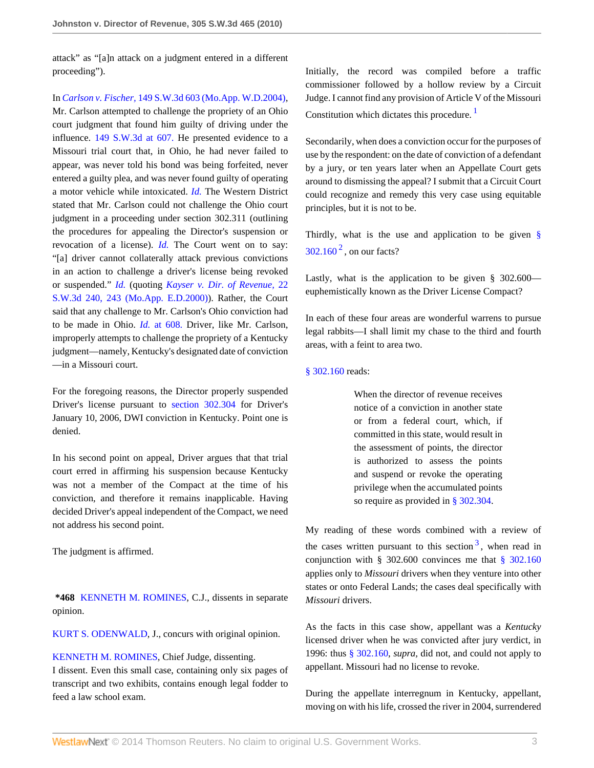attack" as "[a]n attack on a judgment entered in a different proceeding").

In *Carlson v. Fischer,* 149 S.W.3d 603 (Mo.App. W.D.2004), Mr. Carlson attempted to challenge the propriety of an Ohio court judgment that found him guilty of driving under the influence. 149 S.W.3d at 607. He presented evidence to a Missouri trial court that, in Ohio, he had never failed to appear, was never told his bond was being forfeited, never entered a guilty plea, and was never found guilty of operating a motor vehicle while intoxicated. *Id.* The Western District stated that Mr. Carlson could not challenge the Ohio court judgment in a proceeding under section 302.311 (outlining the procedures for appealing the Director's suspension or revocation of a license). *Id.* The Court went on to say: "[a] driver cannot collaterally attack previous convictions in an action to challenge a driver's license being revoked or suspended." *Id.* (quoting *Kayser v. Dir. of Revenue,* 22 S.W.3d 240, 243 (Mo.App. E.D.2000)). Rather, the Court said that any challenge to Mr. Carlson's Ohio conviction had to be made in Ohio. *Id.* at 608. Driver, like Mr. Carlson, improperly attempts to challenge the propriety of a Kentucky judgment—namely, Kentucky's designated date of conviction —in a Missouri court.

For the foregoing reasons, the Director properly suspended Driver's license pursuant to section 302.304 for Driver's January 10, 2006, DWI conviction in Kentucky. Point one is denied.

In his second point on appeal, Driver argues that that trial court erred in affirming his suspension because Kentucky was not a member of the Compact at the time of his conviction, and therefore it remains inapplicable. Having decided Driver's appeal independent of the Compact, we need not address his second point.

The judgment is affirmed.

**\*468** KENNETH M. ROMINES, C.J., dissents in separate opinion.

KURT S. ODENWALD, J., concurs with original opinion.

KENNETH M. ROMINES, Chief Judge, dissenting.

I dissent. Even this small case, containing only six pages of transcript and two exhibits, contains enough legal fodder to feed a law school exam.

Initially, the record was compiled before a traffic commissioner followed by a hollow review by a Circuit Judge. I cannot find any provision of Article V of the Missouri Constitution which dictates this procedure. [1]

Secondarily, when does a conviction occur for the purposes of use by the respondent: on the date of conviction of a defendant by a jury, or ten years later when an Appellate Court gets around to dismissing the appeal? I submit that a Circuit Court could recognize and remedy this very case using equitable principles, but it is not to be.

Thirdly, what is the use and application to be given § 302.160 [2], on our facts?

Lastly, what is the application to be given § 302.600—euphemistically known as the Driver License Compact?

In each of these four areas are wonderful warrens to pursue legal rabbits—I shall limit my chase to the third and fourth areas, with a feint to area two.

§ 302.160 reads:

> When the director of revenue receives notice of a conviction in another state or from a federal court, which, if committed in this state, would result in the assessment of points, the director is authorized to assess the points and suspend or revoke the operating privilege when the accumulated points so require as provided in § 302.304.

My reading of these words combined with a review of the cases written pursuant to this section [3], when read in conjunction with § 302.600 convinces me that § 302.160 applies only to *Missouri* drivers when they venture into other states or onto Federal Lands; the cases deal specifically with *Missouri* drivers.

As the facts in this case show, appellant was a *Kentucky* licensed driver when he was convicted after jury verdict, in 1996: thus § 302.160, *supra,* did not, and could not apply to appellant. Missouri had no license to revoke.

During the appellate interregnum in Kentucky, appellant, moving on with his life, crossed the river in 2004, surrendered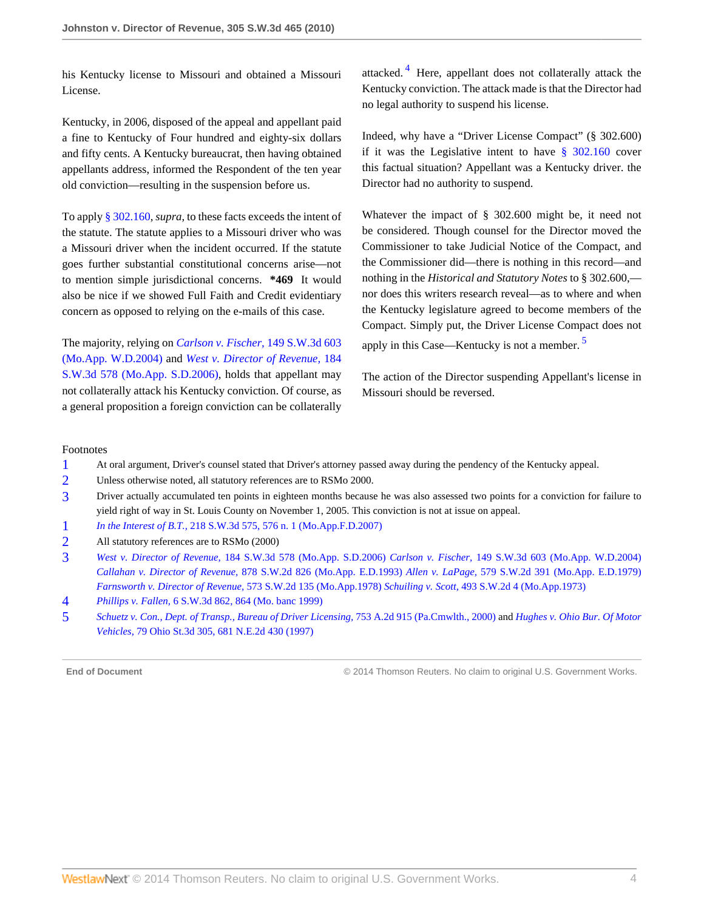his Kentucky license to Missouri and obtained a Missouri License.

Kentucky, in 2006, disposed of the appeal and appellant paid a fine to Kentucky of Four hundred and eighty-six dollars and fifty cents. A Kentucky bureaucrat, then having obtained appellants address, informed the Respondent of the ten year old conviction—resulting in the suspension before us.

To apply § 302.160, *supra,* to these facts exceeds the intent of the statute. The statute applies to a Missouri driver who was a Missouri driver when the incident occurred. If the statute goes further substantial constitutional concerns arise—not to mention simple jurisdictional concerns. **\*469** It would also be nice if we showed Full Faith and Credit evidentiary concern as opposed to relying on the e-mails of this case.

The majority, relying on *Carlson v. Fischer,* 149 S.W.3d 603 (Mo.App. W.D.2004) and *West v. Director of Revenue,* 184 S.W.3d 578 (Mo.App. S.D.2006), holds that appellant may not collaterally attack his Kentucky conviction. Of course, as a general proposition a foreign conviction can be collaterally attacked.[4] Here, appellant does not collaterally attack the Kentucky conviction. The attack made is that the Director had no legal authority to suspend his license.

Indeed, why have a "Driver License Compact" (§ 302.600) if it was the Legislative intent to have § 302.160 cover this factual situation? Appellant was a Kentucky driver. the Director had no authority to suspend.

Whatever the impact of § 302.600 might be, it need not be considered. Though counsel for the Director moved the Commissioner to take Judicial Notice of the Compact, and the Commissioner did—there is nothing in this record—and nothing in the *Historical and Statutory Notes* to § 302.600,—nor does this writers research reveal—as to where and when the Kentucky legislature agreed to become members of the Compact. Simply put, the Driver License Compact does not apply in this Case—Kentucky is not a member.[5]

The action of the Director suspending Appellant's license in Missouri should be reversed.

Footnotes

1 At oral argument, Driver's counsel stated that Driver's attorney passed away during the pendency of the Kentucky appeal.

2 Unless otherwise noted, all statutory references are to RSMo 2000.

3 Driver actually accumulated ten points in eighteen months because he was also assessed two points for a conviction for failure to yield right of way in St. Louis County on November 1, 2005. This conviction is not at issue on appeal.

1 *In the Interest of B.T.,* 218 S.W.3d 575, 576 n. 1 (Mo.App.F.D.2007)

2 All statutory references are to RSMo (2000)

3 *West v. Director of Revenue,* 184 S.W.3d 578 (Mo.App. S.D.2006) *Carlson v. Fischer,* 149 S.W.3d 603 (Mo.App. W.D.2004) *Callahan v. Director of Revenue,* 878 S.W.2d 826 (Mo.App. E.D.1993) *Allen v. LaPage,* 579 S.W.2d 391 (Mo.App. E.D.1979) *Farnsworth v. Director of Revenue,* 573 S.W.2d 135 (Mo.App.1978) *Schuiling v. Scott,* 493 S.W.2d 4 (Mo.App.1973)

4 *Phillips v. Fallen,* 6 S.W.3d 862, 864 (Mo. banc 1999)

5 *Schuetz v. Con., Dept. of Transp., Bureau of Driver Licensing,* 753 A.2d 915 (Pa.Cmwlth., 2000) and *Hughes v. Ohio Bur. Of Motor Vehicles,* 79 Ohio St.3d 305, 681 N.E.2d 430 (1997)

End of Document